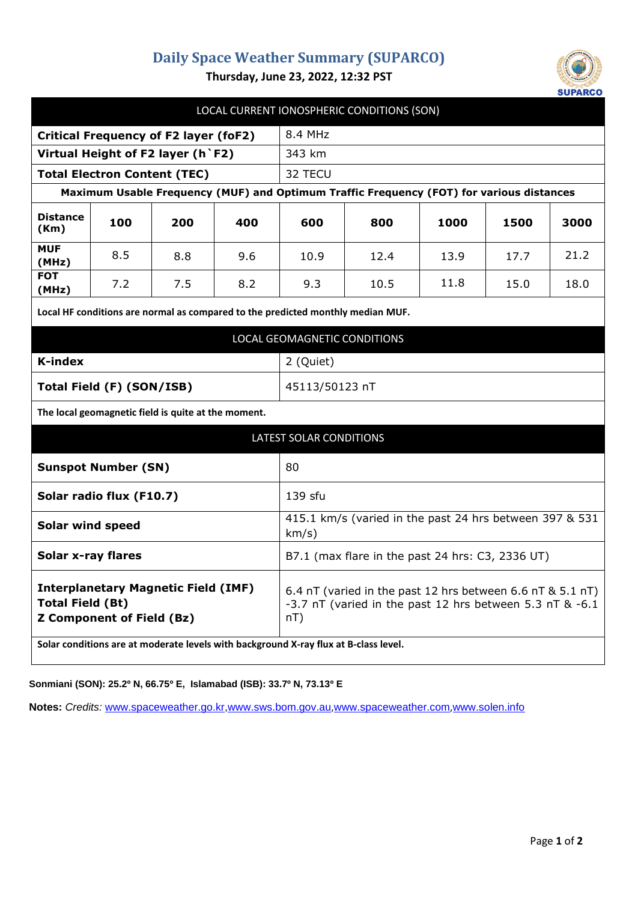# Daily Space Weather Summary (SUPARCO)

**Thursday, June 23, 2022, 12:32 PST**

## LOCAL CURRENT IONOSPHERIC CONDITIONS (SON)

| | |
|---|---|
| **Critical Frequency of F2 layer (foF2)** | 8.4 MHz |
| **Virtual Height of F2 layer (h`F2)** | 343 km |
| **Total Electron Content (TEC)** | 32 TECU |

**Maximum Usable Frequency (MUF) and Optimum Traffic Frequency (FOT) for various distances**

| **Distance (Km)** | **100** | **200** | **400** | **600** | **800** | **1000** | **1500** | **3000** |
|---|---|---|---|---|---|---|---|---|
| **MUF (MHz)** | 8.5 | 8.8 | 9.6 | 10.9 | 12.4 | 13.9 | 17.7 | 21.2 |
| **FOT (MHz)** | 7.2 | 7.5 | 8.2 | 9.3 | 10.5 | 11.8 | 15.0 | 18.0 |

**Local HF conditions are normal as compared to the predicted monthly median MUF.**

## LOCAL GEOMAGNETIC CONDITIONS

| | |
|---|---|
| **K-index** | 2 (Quiet) |
| **Total Field (F) (SON/ISB)** | 45113/50123 nT |

**The local geomagnetic field is quite at the moment.**

## LATEST SOLAR CONDITIONS

| | |
|---|---|
| **Sunspot Number (SN)** | 80 |
| **Solar radio flux (F10.7)** | 139 sfu |
| **Solar wind speed** | 415.1 km/s (varied in the past 24 hrs between 397 & 531 km/s) |
| **Solar x-ray flares** | B7.1 (max flare in the past 24 hrs: C3, 2336 UT) |
| **Interplanetary Magnetic Field (IMF)** **Total Field (Bt)** **Z Component of Field (Bz)** | 6.4 nT (varied in the past 12 hrs between 6.6 nT & 5.1 nT) -3.7 nT (varied in the past 12 hrs between 5.3 nT & -6.1 nT) |

**Solar conditions are at moderate levels with background X-ray flux at B-class level.**

**Sonmiani (SON): 25.2º N, 66.75º E, Islamabad (ISB): 33.7º N, 73.13º E**

**Notes:** *Credits:* www.spaceweather.go.kr,www.sws.bom.gov.au,www.spaceweather.com,www.solen.info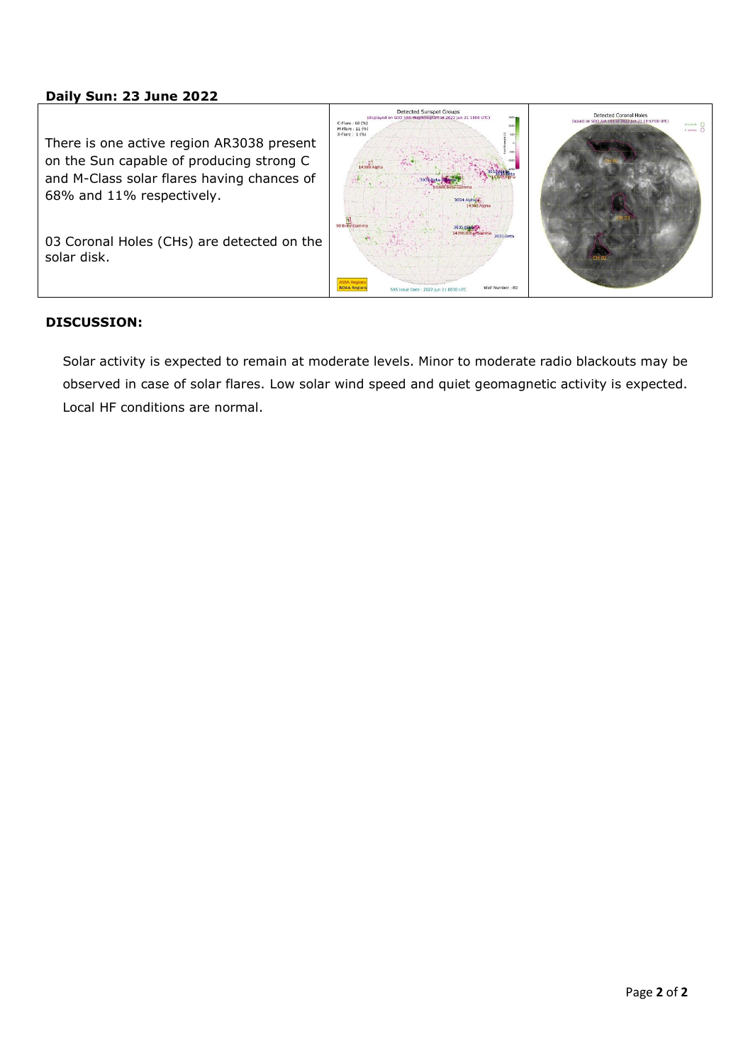**Daily Sun: 23 June 2022**

There is one active region AR3038 present on the Sun capable of producing strong C and M-Class solar flares having chances of 68% and 11% respectively.

03 Coronal Holes (CHs) are detected on the solar disk.

Detected Sunspot Groups
(displayed on SDO HMI Magnetogram at 2022 Jun 21 1800 UTC)
C-Flare : 68 (%)
M-Flare : 11 (%)
X-Flare : 1 (%)
ASSA Regions
NOAA Regions
SRS Issue Date : 2022 Jun 21 0030 UTC
Wolf Number : 80

Detected Coronal Holes
(based on SDO AIA 193 at 2022 Jun 21 19:57:00 UTC)
CH 01
CH 02
CH 03

**DISCUSSION:**

Solar activity is expected to remain at moderate levels. Minor to moderate radio blackouts may be observed in case of solar flares. Low solar wind speed and quiet geomagnetic activity is expected. Local HF conditions are normal.